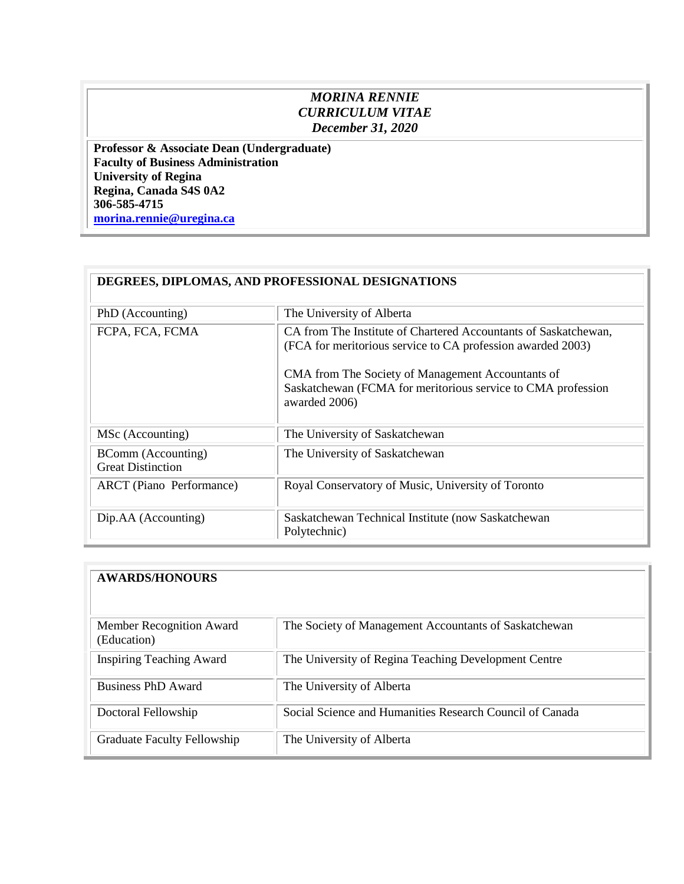# *MORINA RENNIE*
# *CURRICULUM VITAE*
## *December 31, 2020*

**Professor & Associate Dean (Undergraduate)**
**Faculty of Business Administration**
**University of Regina**
**Regina, Canada S4S 0A2**
**306-585-4715**
**morina.rennie@uregina.ca**

## DEGREES, DIPLOMAS, AND PROFESSIONAL DESIGNATIONS

| | |
|---|---|
| PhD (Accounting) | The University of Alberta |
| FCPA, FCA, FCMA | CA from The Institute of Chartered Accountants of Saskatchewan, (FCA for meritorious service to CA profession awarded 2003)<br><br>CMA from The Society of Management Accountants of Saskatchewan (FCMA for meritorious service to CMA profession awarded 2006) |
| MSc (Accounting) | The University of Saskatchewan |
| BComm (Accounting)<br>Great Distinction | The University of Saskatchewan |
| ARCT (Piano Performance) | Royal Conservatory of Music, University of Toronto |
| Dip.AA (Accounting) | Saskatchewan Technical Institute (now Saskatchewan Polytechnic) |

## AWARDS/HONOURS

| | |
|---|---|
| Member Recognition Award (Education) | The Society of Management Accountants of Saskatchewan |
| Inspiring Teaching Award | The University of Regina Teaching Development Centre |
| Business PhD Award | The University of Alberta |
| Doctoral Fellowship | Social Science and Humanities Research Council of Canada |
| Graduate Faculty Fellowship | The University of Alberta |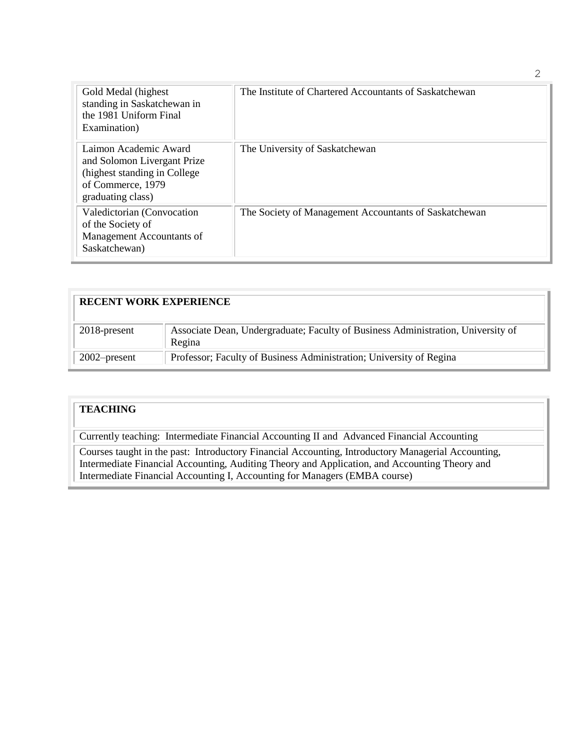| | |
|---|---|
| Gold Medal (highest standing in Saskatchewan in the 1981 Uniform Final Examination) | The Institute of Chartered Accountants of Saskatchewan |
| Laimon Academic Award and Solomon Livergant Prize (highest standing in College of Commerce, 1979 graduating class) | The University of Saskatchewan |
| Valedictorian (Convocation of the Society of Management Accountants of Saskatchewan) | The Society of Management Accountants of Saskatchewan |

| **RECENT WORK EXPERIENCE** | |
|---|---|
| 2018-present | Associate Dean, Undergraduate; Faculty of Business Administration, University of Regina |
| 2002–present | Professor; Faculty of Business Administration; University of Regina |

| **TEACHING** |
|---|
| Currently teaching: Intermediate Financial Accounting II and Advanced Financial Accounting |
| Courses taught in the past: Introductory Financial Accounting, Introductory Managerial Accounting, Intermediate Financial Accounting, Auditing Theory and Application, and Accounting Theory and Intermediate Financial Accounting I, Accounting for Managers (EMBA course) |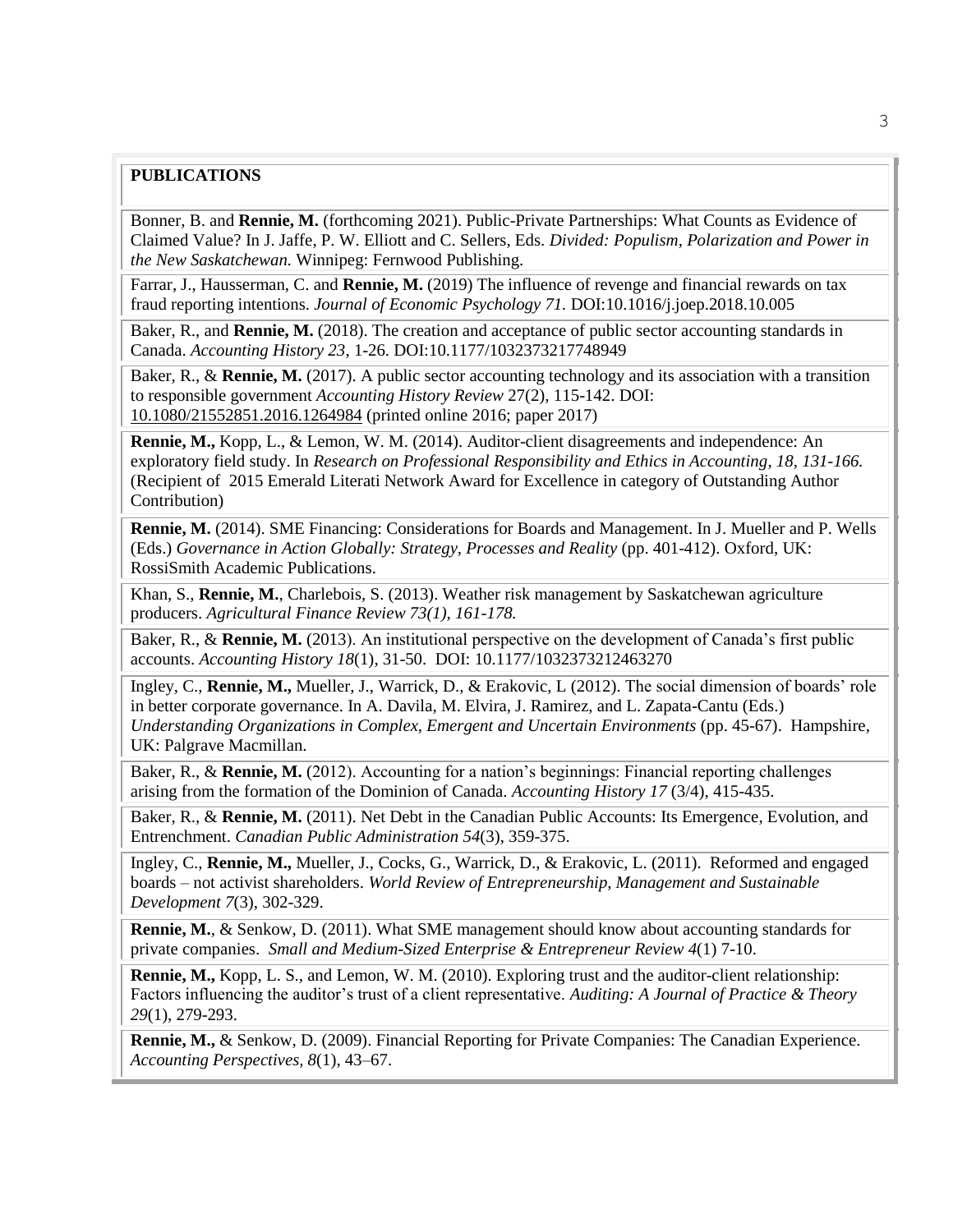**PUBLICATIONS**

Bonner, B. and **Rennie, M.** (forthcoming 2021). Public-Private Partnerships: What Counts as Evidence of Claimed Value? In J. Jaffe, P. W. Elliott and C. Sellers, Eds. *Divided: Populism, Polarization and Power in the New Saskatchewan.* Winnipeg: Fernwood Publishing.

Farrar, J., Hausserman, C. and **Rennie, M.** (2019) The influence of revenge and financial rewards on tax fraud reporting intentions. *Journal of Economic Psychology 71.* DOI:10.1016/j.joep.2018.10.005

Baker, R., and **Rennie, M.** (2018). The creation and acceptance of public sector accounting standards in Canada. *Accounting History 23*, 1-26. DOI:10.1177/1032373217748949

Baker, R., & **Rennie, M.** (2017). A public sector accounting technology and its association with a transition to responsible government *Accounting History Review* 27(2), 115-142. DOI: 10.1080/21552851.2016.1264984 (printed online 2016; paper 2017)

**Rennie, M.,** Kopp, L., & Lemon, W. M. (2014). Auditor-client disagreements and independence: An exploratory field study. In *Research on Professional Responsibility and Ethics in Accounting, 18, 131-166.* (Recipient of 2015 Emerald Literati Network Award for Excellence in category of Outstanding Author Contribution)

**Rennie, M.** (2014). SME Financing: Considerations for Boards and Management. In J. Mueller and P. Wells (Eds.) *Governance in Action Globally: Strategy, Processes and Reality* (pp. 401-412). Oxford, UK: RossiSmith Academic Publications.

Khan, S., **Rennie, M.**, Charlebois, S. (2013). Weather risk management by Saskatchewan agriculture producers. *Agricultural Finance Review 73(1), 161-178.*

Baker, R., & **Rennie, M.** (2013). An institutional perspective on the development of Canada's first public accounts. *Accounting History 18*(1), 31-50. DOI: 10.1177/1032373212463270

Ingley, C., **Rennie, M.,** Mueller, J., Warrick, D., & Erakovic, L (2012). The social dimension of boards' role in better corporate governance. In A. Davila, M. Elvira, J. Ramirez, and L. Zapata-Cantu (Eds.) *Understanding Organizations in Complex, Emergent and Uncertain Environments* (pp. 45-67). Hampshire, UK: Palgrave Macmillan.

Baker, R., & **Rennie, M.** (2012). Accounting for a nation's beginnings: Financial reporting challenges arising from the formation of the Dominion of Canada. *Accounting History 17* (3/4), 415-435.

Baker, R., & **Rennie, M.** (2011). Net Debt in the Canadian Public Accounts: Its Emergence, Evolution, and Entrenchment. *Canadian Public Administration 54*(3), 359-375.

Ingley, C., **Rennie, M.,** Mueller, J., Cocks, G., Warrick, D., & Erakovic, L. (2011). Reformed and engaged boards – not activist shareholders. *World Review of Entrepreneurship, Management and Sustainable Development 7*(3), 302-329.

**Rennie, M.**, & Senkow, D. (2011). What SME management should know about accounting standards for private companies. *Small and Medium-Sized Enterprise & Entrepreneur Review 4*(1) 7-10.

**Rennie, M.,** Kopp, L. S., and Lemon, W. M. (2010). Exploring trust and the auditor-client relationship: Factors influencing the auditor's trust of a client representative. *Auditing: A Journal of Practice & Theory 29*(1), 279-293.

**Rennie, M.,** & Senkow, D. (2009). Financial Reporting for Private Companies: The Canadian Experience. *Accounting Perspectives, 8*(1), 43–67.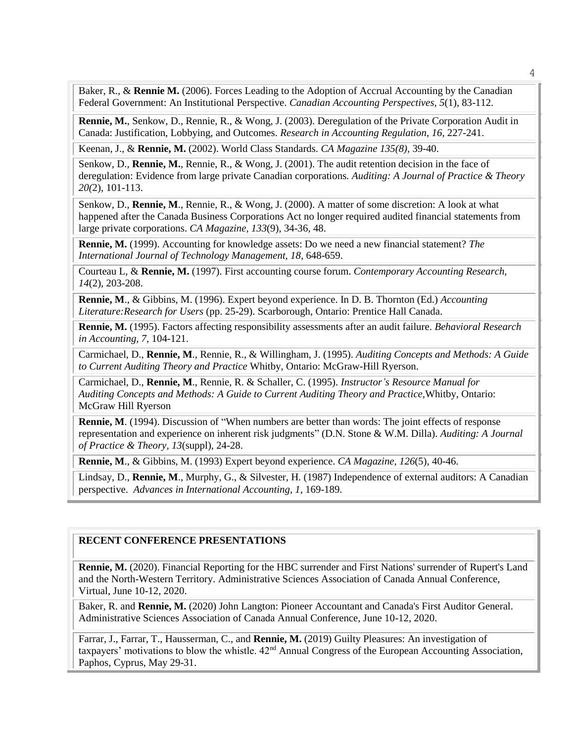Baker, R., & **Rennie M.** (2006). Forces Leading to the Adoption of Accrual Accounting by the Canadian Federal Government: An Institutional Perspective. *Canadian Accounting Perspectives, 5*(1), 83-112.

**Rennie, M.**, Senkow, D., Rennie, R., & Wong, J. (2003). Deregulation of the Private Corporation Audit in Canada: Justification, Lobbying, and Outcomes. *Research in Accounting Regulation, 16,* 227-241.

Keenan, J., & **Rennie, M.** (2002). World Class Standards. *CA Magazine 135(8)*, 39-40.

Senkow, D., **Rennie, M.**, Rennie, R., & Wong, J. (2001). The audit retention decision in the face of deregulation: Evidence from large private Canadian corporations. *Auditing: A Journal of Practice & Theory 20(*2), 101-113.

Senkow, D., **Rennie, M**., Rennie, R., & Wong, J. (2000). A matter of some discretion: A look at what happened after the Canada Business Corporations Act no longer required audited financial statements from large private corporations. *CA Magazine, 133*(9), 34-36, 48.

**Rennie, M.** (1999). Accounting for knowledge assets: Do we need a new financial statement? *The International Journal of Technology Management, 18*, 648-659.

Courteau L, & **Rennie, M.** (1997). First accounting course forum. *Contemporary Accounting Research, 14*(2), 203-208.

**Rennie, M**., & Gibbins, M. (1996). Expert beyond experience. In D. B. Thornton (Ed.) *Accounting Literature:Research for Users* (pp. 25-29). Scarborough, Ontario: Prentice Hall Canada.

**Rennie, M.** (1995). Factors affecting responsibility assessments after an audit failure. *Behavioral Research in Accounting, 7*, 104-121.

Carmichael, D., **Rennie, M**., Rennie, R., & Willingham, J. (1995). *Auditing Concepts and Methods: A Guide to Current Auditing Theory and Practice* Whitby, Ontario: McGraw-Hill Ryerson.

Carmichael, D., **Rennie, M**., Rennie, R. & Schaller, C. (1995). *Instructor's Resource Manual for Auditing Concepts and Methods: A Guide to Current Auditing Theory and Practice,*Whitby, Ontario: McGraw Hill Ryerson

**Rennie, M**. (1994). Discussion of "When numbers are better than words: The joint effects of response representation and experience on inherent risk judgments" (D.N. Stone & W.M. Dilla). *Auditing: A Journal of Practice & Theory, 13*(suppl), 24-28.

**Rennie, M**., & Gibbins, M. (1993) Expert beyond experience. *CA Magazine, 126*(5), 40-46.

Lindsay, D., **Rennie, M**., Murphy, G., & Silvester, H. (1987) Independence of external auditors: A Canadian perspective. *Advances in International Accounting, 1*, 169-189.

## RECENT CONFERENCE PRESENTATIONS

**Rennie, M.** (2020). Financial Reporting for the HBC surrender and First Nations' surrender of Rupert's Land and the North-Western Territory. Administrative Sciences Association of Canada Annual Conference, Virtual, June 10-12, 2020.

Baker, R. and **Rennie, M.** (2020) John Langton: Pioneer Accountant and Canada's First Auditor General. Administrative Sciences Association of Canada Annual Conference, June 10-12, 2020.

Farrar, J., Farrar, T., Hausserman, C., and **Rennie, M.** (2019) Guilty Pleasures: An investigation of taxpayers' motivations to blow the whistle. 42nd Annual Congress of the European Accounting Association, Paphos, Cyprus, May 29-31.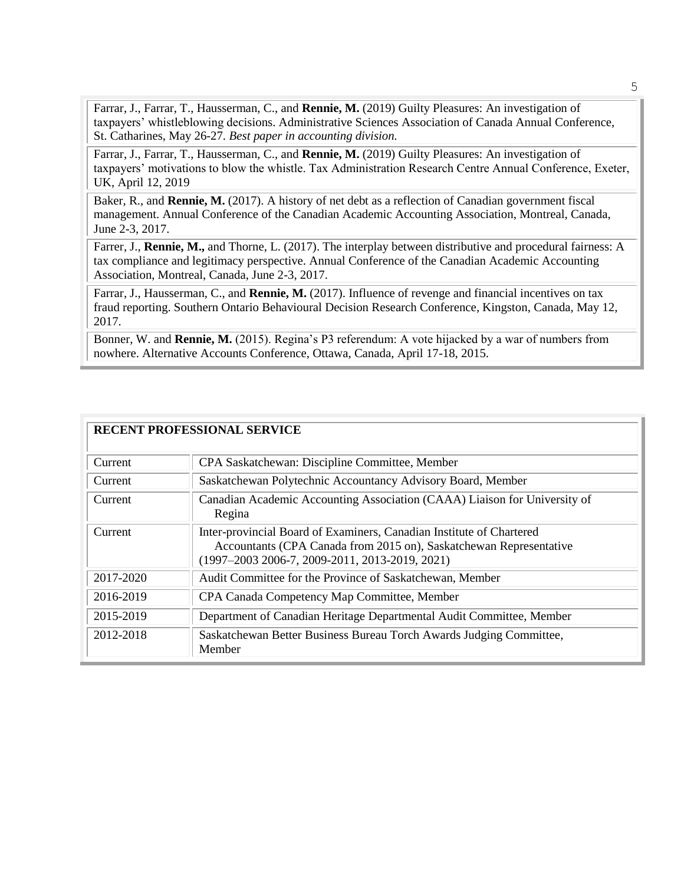Farrar, J., Farrar, T., Hausserman, C., and **Rennie, M.** (2019) Guilty Pleasures: An investigation of taxpayers' whistleblowing decisions. Administrative Sciences Association of Canada Annual Conference, St. Catharines, May 26-27. *Best paper in accounting division.*

Farrar, J., Farrar, T., Hausserman, C., and **Rennie, M.** (2019) Guilty Pleasures: An investigation of taxpayers' motivations to blow the whistle. Tax Administration Research Centre Annual Conference, Exeter, UK, April 12, 2019

Baker, R., and **Rennie, M.** (2017). A history of net debt as a reflection of Canadian government fiscal management. Annual Conference of the Canadian Academic Accounting Association, Montreal, Canada, June 2-3, 2017.

Farrer, J., **Rennie, M.,** and Thorne, L. (2017). The interplay between distributive and procedural fairness: A tax compliance and legitimacy perspective. Annual Conference of the Canadian Academic Accounting Association, Montreal, Canada, June 2-3, 2017.

Farrar, J., Hausserman, C., and **Rennie, M.** (2017). Influence of revenge and financial incentives on tax fraud reporting. Southern Ontario Behavioural Decision Research Conference, Kingston, Canada, May 12, 2017.

Bonner, W. and **Rennie, M.** (2015). Regina's P3 referendum: A vote hijacked by a war of numbers from nowhere. Alternative Accounts Conference, Ottawa, Canada, April 17-18, 2015.

## RECENT PROFESSIONAL SERVICE

| | |
|---|---|
| Current | CPA Saskatchewan: Discipline Committee, Member |
| Current | Saskatchewan Polytechnic Accountancy Advisory Board, Member |
| Current | Canadian Academic Accounting Association (CAAA) Liaison for University of Regina |
| Current | Inter-provincial Board of Examiners, Canadian Institute of Chartered Accountants (CPA Canada from 2015 on), Saskatchewan Representative (1997–2003 2006-7, 2009-2011, 2013-2019, 2021) |
| 2017-2020 | Audit Committee for the Province of Saskatchewan, Member |
| 2016-2019 | CPA Canada Competency Map Committee, Member |
| 2015-2019 | Department of Canadian Heritage Departmental Audit Committee, Member |
| 2012-2018 | Saskatchewan Better Business Bureau Torch Awards Judging Committee, Member |